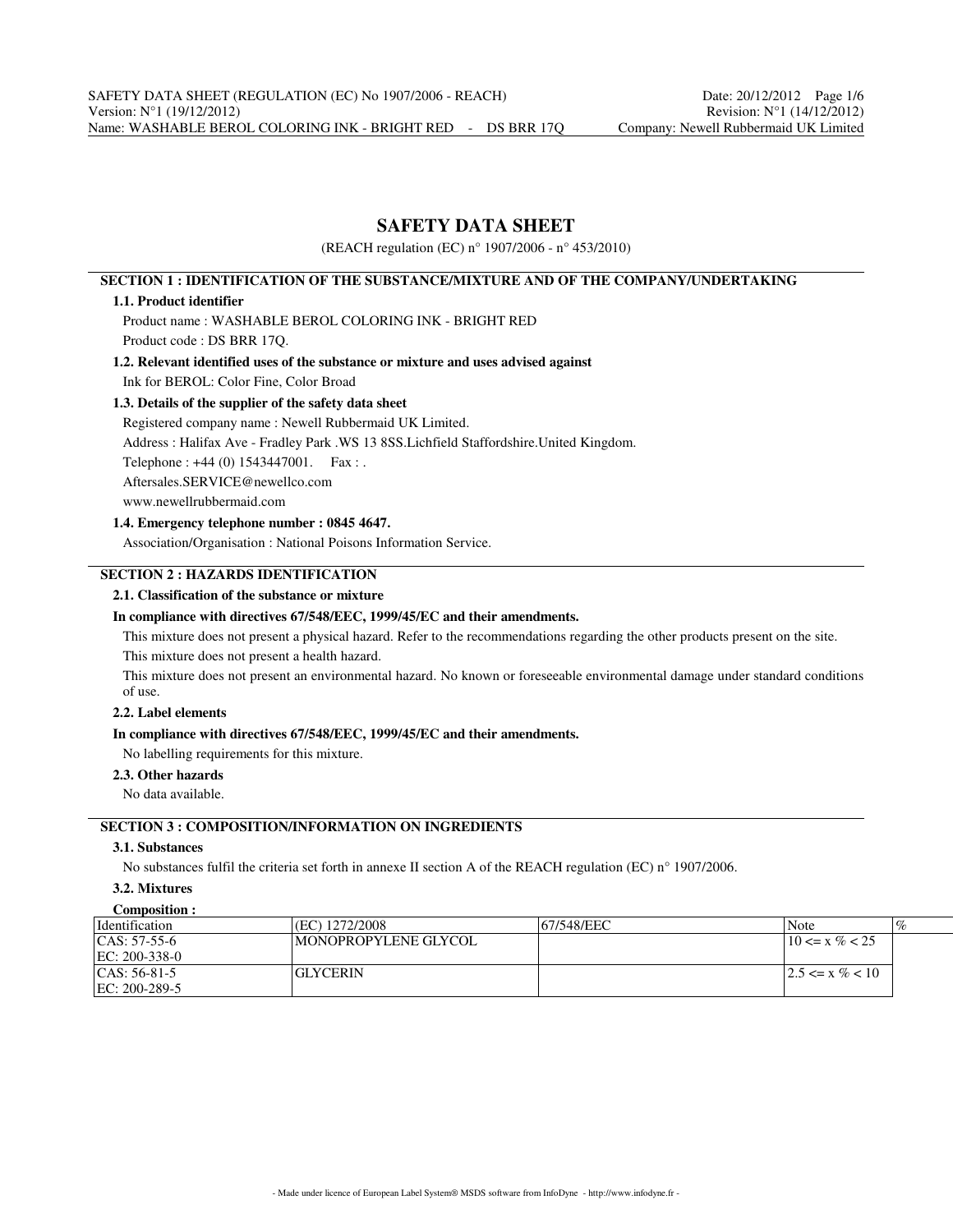# SAFETY DATA SHEET

(REACH regulation (EC) n° 1907/2006 - n° 453/2010)

## SECTION 1 : IDENTIFICATION OF THE SUBSTANCE/MIXTURE AND OF THE COMPANY/UNDERTAKING

### 1.1. Product identifier

Product name : WASHABLE BEROL COLORING INK - BRIGHT RED

Product code : DS BRR 17Q.

### 1.2. Relevant identified uses of the substance or mixture and uses advised against

Ink for BEROL: Color Fine, Color Broad

### 1.3. Details of the supplier of the safety data sheet

Registered company name : Newell Rubbermaid UK Limited.

Address : Halifax Ave - Fradley Park .WS 13 8SS.Lichfield Staffordshire.United Kingdom.

Telephone : +44 (0) 1543447001. Fax : .

Aftersales.SERVICE@newellco.com

www.newellrubbermaid.com

### 1.4. Emergency telephone number : 0845 4647.

Association/Organisation : National Poisons Information Service.

## SECTION 2 : HAZARDS IDENTIFICATION

### 2.1. Classification of the substance or mixture

**In compliance with directives 67/548/EEC, 1999/45/EC and their amendments.**

This mixture does not present a physical hazard. Refer to the recommendations regarding the other products present on the site.

This mixture does not present a health hazard.

This mixture does not present an environmental hazard. No known or foreseeable environmental damage under standard conditions of use.

### 2.2. Label elements

**In compliance with directives 67/548/EEC, 1999/45/EC and their amendments.**

No labelling requirements for this mixture.

### 2.3. Other hazards

No data available.

## SECTION 3 : COMPOSITION/INFORMATION ON INGREDIENTS

### 3.1. Substances

No substances fulfil the criteria set forth in annexe II section A of the REACH regulation (EC) n° 1907/2006.

### 3.2. Mixtures

**Composition :**

| Identification | (EC) 1272/2008 | 67/548/EEC | Note | % |
|---|---|---|---|---|
| CAS: 57-55-6<br>EC: 200-338-0 | MONOPROPYLENE GLYCOL | | | 10 <= x % < 25 |
| CAS: 56-81-5<br>EC: 200-289-5 | GLYCERIN | | | 2.5 <= x % < 10 |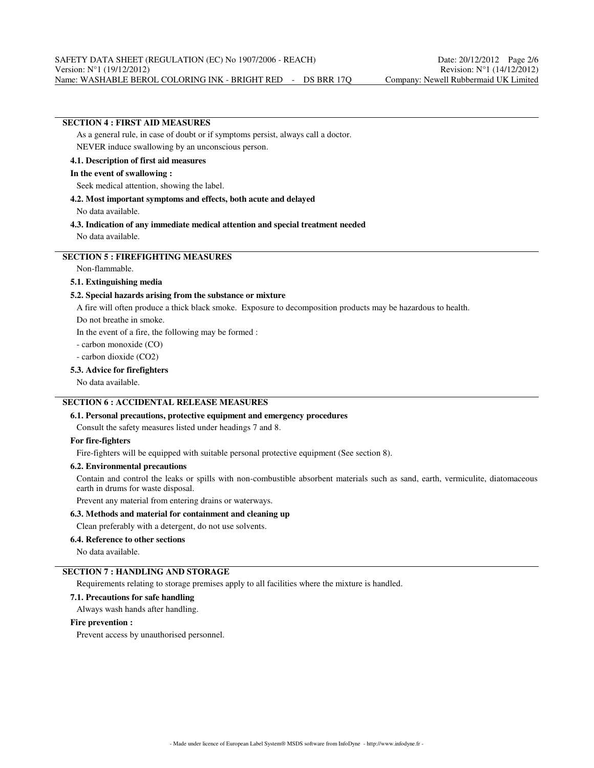## SECTION 4 : FIRST AID MEASURES

As a general rule, in case of doubt or if symptoms persist, always call a doctor.

NEVER induce swallowing by an unconscious person.

### 4.1. Description of first aid measures

**In the event of swallowing :**

Seek medical attention, showing the label.

### 4.2. Most important symptoms and effects, both acute and delayed

No data available.

### 4.3. Indication of any immediate medical attention and special treatment needed

No data available.

## SECTION 5 : FIREFIGHTING MEASURES

Non-flammable.

### 5.1. Extinguishing media

### 5.2. Special hazards arising from the substance or mixture

A fire will often produce a thick black smoke. Exposure to decomposition products may be hazardous to health.

Do not breathe in smoke.

In the event of a fire, the following may be formed :

- carbon monoxide (CO)
- carbon dioxide ($CO_2$)

### 5.3. Advice for firefighters

No data available.

## SECTION 6 : ACCIDENTAL RELEASE MEASURES

### 6.1. Personal precautions, protective equipment and emergency procedures

Consult the safety measures listed under headings 7 and 8.

**For fire-fighters**

Fire-fighters will be equipped with suitable personal protective equipment (See section 8).

### 6.2. Environmental precautions

Contain and control the leaks or spills with non-combustible absorbent materials such as sand, earth, vermiculite, diatomaceous earth in drums for waste disposal.

Prevent any material from entering drains or waterways.

### 6.3. Methods and material for containment and cleaning up

Clean preferably with a detergent, do not use solvents.

### 6.4. Reference to other sections

No data available.

## SECTION 7 : HANDLING AND STORAGE

Requirements relating to storage premises apply to all facilities where the mixture is handled.

### 7.1. Precautions for safe handling

Always wash hands after handling.

**Fire prevention :**

Prevent access by unauthorised personnel.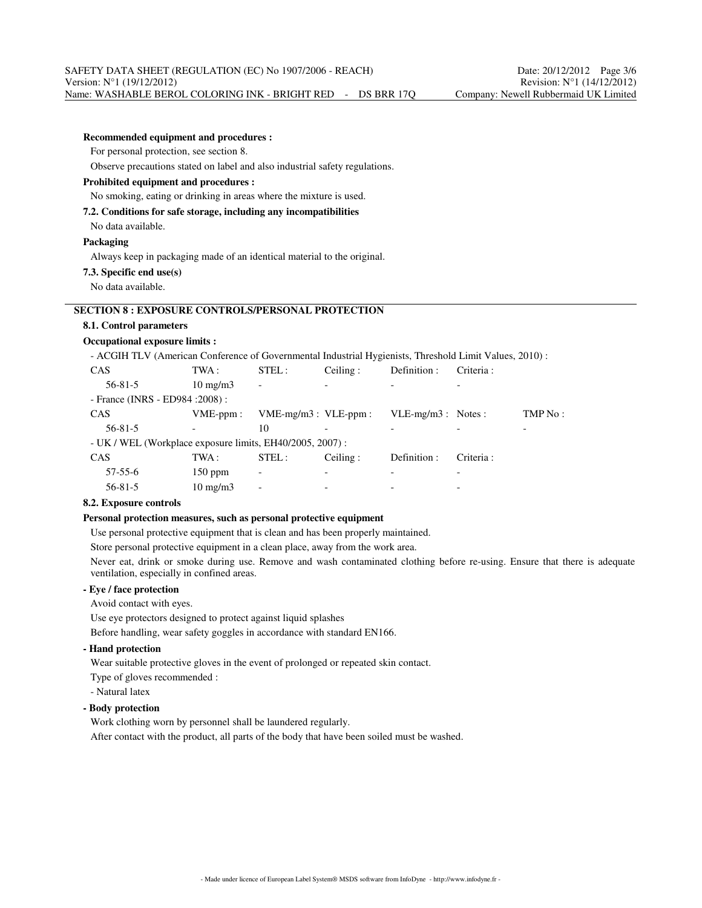**Recommended equipment and procedures :**

For personal protection, see section 8.

Observe precautions stated on label and also industrial safety regulations.

**Prohibited equipment and procedures :**

No smoking, eating or drinking in areas where the mixture is used.

**7.2. Conditions for safe storage, including any incompatibilities**

No data available.

**Packaging**

Always keep in packaging made of an identical material to the original.

**7.3. Specific end use(s)**

No data available.

## SECTION 8 : EXPOSURE CONTROLS/PERSONAL PROTECTION

**8.1. Control parameters**

**Occupational exposure limits :**

- ACGIH TLV (American Conference of Governmental Industrial Hygienists, Threshold Limit Values, 2010) :

| CAS | TWA : | STEL : | Ceiling : | Definition : | Criteria : |
|---|---|---|---|---|---|
| 56-81-5 | 10 mg/m3 | - | - | - | - |

- France (INRS - ED984 :2008) :

| CAS | VME-ppm : | VME-mg/m3 : | VLE-ppm : | VLE-mg/m3 : | Notes : | TMP No : |
|---|---|---|---|---|---|---|
| 56-81-5 | - | 10 | - | - | - | - |

- UK / WEL (Workplace exposure limits, EH40/2005, 2007) :

| CAS | TWA : | STEL : | Ceiling : | Definition : | Criteria : |
|---|---|---|---|---|---|
| 57-55-6 | 150 ppm | - | - | - | - |
| 56-81-5 | 10 mg/m3 | - | - | - | - |

**8.2. Exposure controls**

**Personal protection measures, such as personal protective equipment**

Use personal protective equipment that is clean and has been properly maintained.

Store personal protective equipment in a clean place, away from the work area.

Never eat, drink or smoke during use. Remove and wash contaminated clothing before re-using. Ensure that there is adequate ventilation, especially in confined areas.

**- Eye / face protection**

Avoid contact with eyes.

Use eye protectors designed to protect against liquid splashes

Before handling, wear safety goggles in accordance with standard EN166.

**- Hand protection**

Wear suitable protective gloves in the event of prolonged or repeated skin contact.

Type of gloves recommended :

- Natural latex

**- Body protection**

Work clothing worn by personnel shall be laundered regularly.

After contact with the product, all parts of the body that have been soiled must be washed.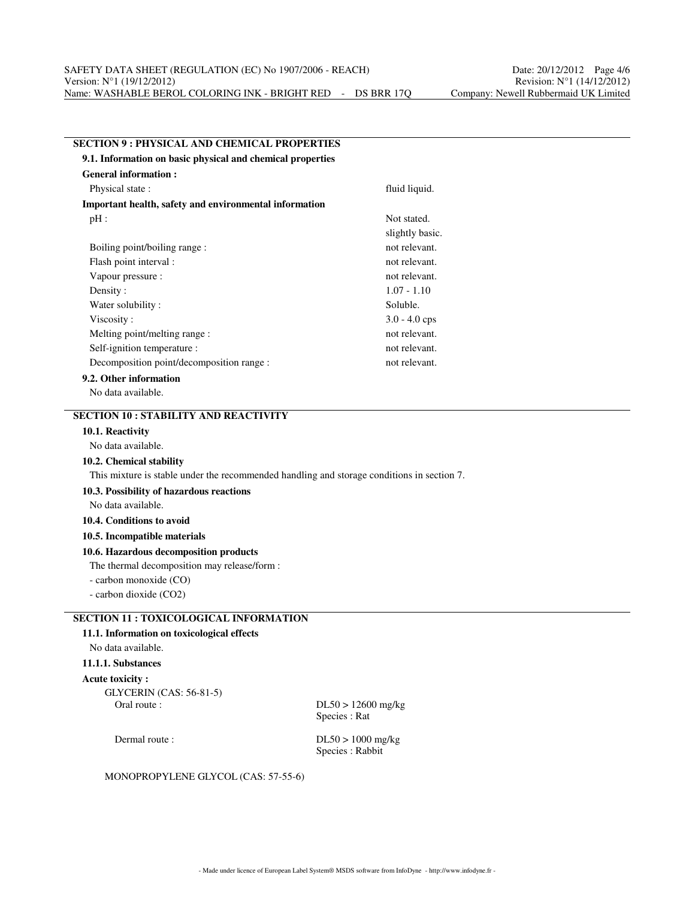## SECTION 9 : PHYSICAL AND CHEMICAL PROPERTIES

### 9.1. Information on basic physical and chemical properties

**General information :**

| | |
|---|---|
| Physical state : | fluid liquid. |

**Important health, safety and environmental information**

| | |
|---|---|
| pH : | Not stated. |
| | slightly basic. |
| Boiling point/boiling range : | not relevant. |
| Flash point interval : | not relevant. |
| Vapour pressure : | not relevant. |
| Density : | 1.07 - 1.10 |
| Water solubility : | Soluble. |
| Viscosity : | 3.0 - 4.0 cps |
| Melting point/melting range : | not relevant. |
| Self-ignition temperature : | not relevant. |
| Decomposition point/decomposition range : | not relevant. |

### 9.2. Other information

No data available.

## SECTION 10 : STABILITY AND REACTIVITY

### 10.1. Reactivity

No data available.

### 10.2. Chemical stability

This mixture is stable under the recommended handling and storage conditions in section 7.

### 10.3. Possibility of hazardous reactions

No data available.

### 10.4. Conditions to avoid

### 10.5. Incompatible materials

### 10.6. Hazardous decomposition products

The thermal decomposition may release/form :

- carbon monoxide (CO)
- carbon dioxide ($CO_2$)

## SECTION 11 : TOXICOLOGICAL INFORMATION

### 11.1. Information on toxicological effects

No data available.

#### 11.1.1. Substances

**Acute toxicity :**

GLYCERIN (CAS: 56-81-5)

| | |
|---|---|
| Oral route : | DL50 > 12600 mg/kg<br>Species : Rat |
| Dermal route : | DL50 > 1000 mg/kg<br>Species : Rabbit |

MONOPROPYLENE GLYCOL (CAS: 57-55-6)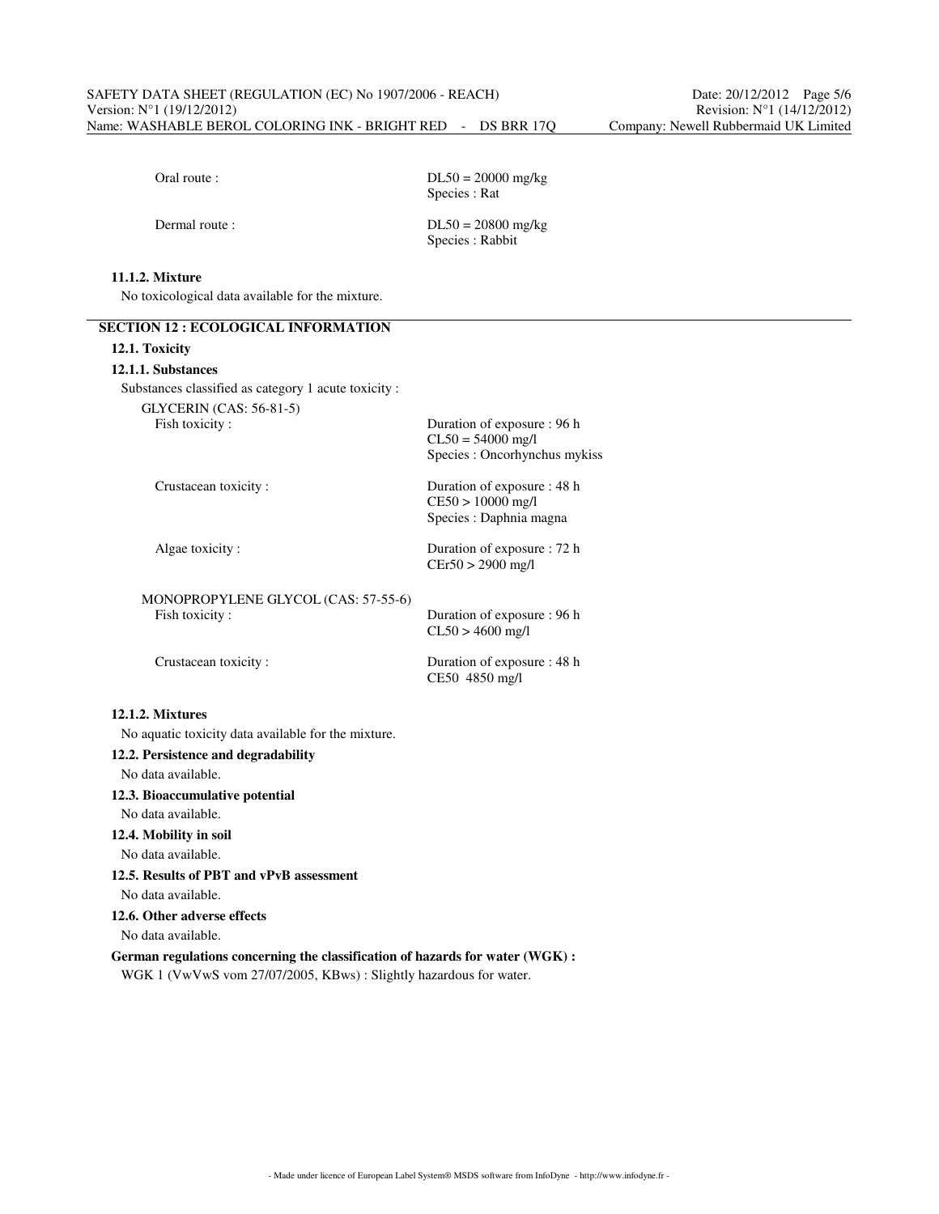Oral route : DL50 = 20000 mg/kg
Species : Rat

Dermal route : DL50 = 20800 mg/kg
Species : Rabbit

**11.1.2. Mixture**

No toxicological data available for the mixture.

## SECTION 12 : ECOLOGICAL INFORMATION

**12.1. Toxicity**

**12.1.1. Substances**

Substances classified as category 1 acute toxicity :

GLYCERIN (CAS: 56-81-5)

Fish toxicity : Duration of exposure : 96 h
CL50 = 54000 mg/l
Species : Oncorhynchus mykiss

Crustacean toxicity : Duration of exposure : 48 h
CE50 > 10000 mg/l
Species : Daphnia magna

Algae toxicity : Duration of exposure : 72 h
CEr50 > 2900 mg/l

MONOPROPYLENE GLYCOL (CAS: 57-55-6)

Fish toxicity : Duration of exposure : 96 h
CL50 > 4600 mg/l

Crustacean toxicity : Duration of exposure : 48 h
CE50 4850 mg/l

**12.1.2. Mixtures**

No aquatic toxicity data available for the mixture.

**12.2. Persistence and degradability**

No data available.

**12.3. Bioaccumulative potential**

No data available.

**12.4. Mobility in soil**

No data available.

**12.5. Results of PBT and vPvB assessment**

No data available.

**12.6. Other adverse effects**

No data available.

**German regulations concerning the classification of hazards for water (WGK) :**

WGK 1 (VwVwS vom 27/07/2005, KBws) : Slightly hazardous for water.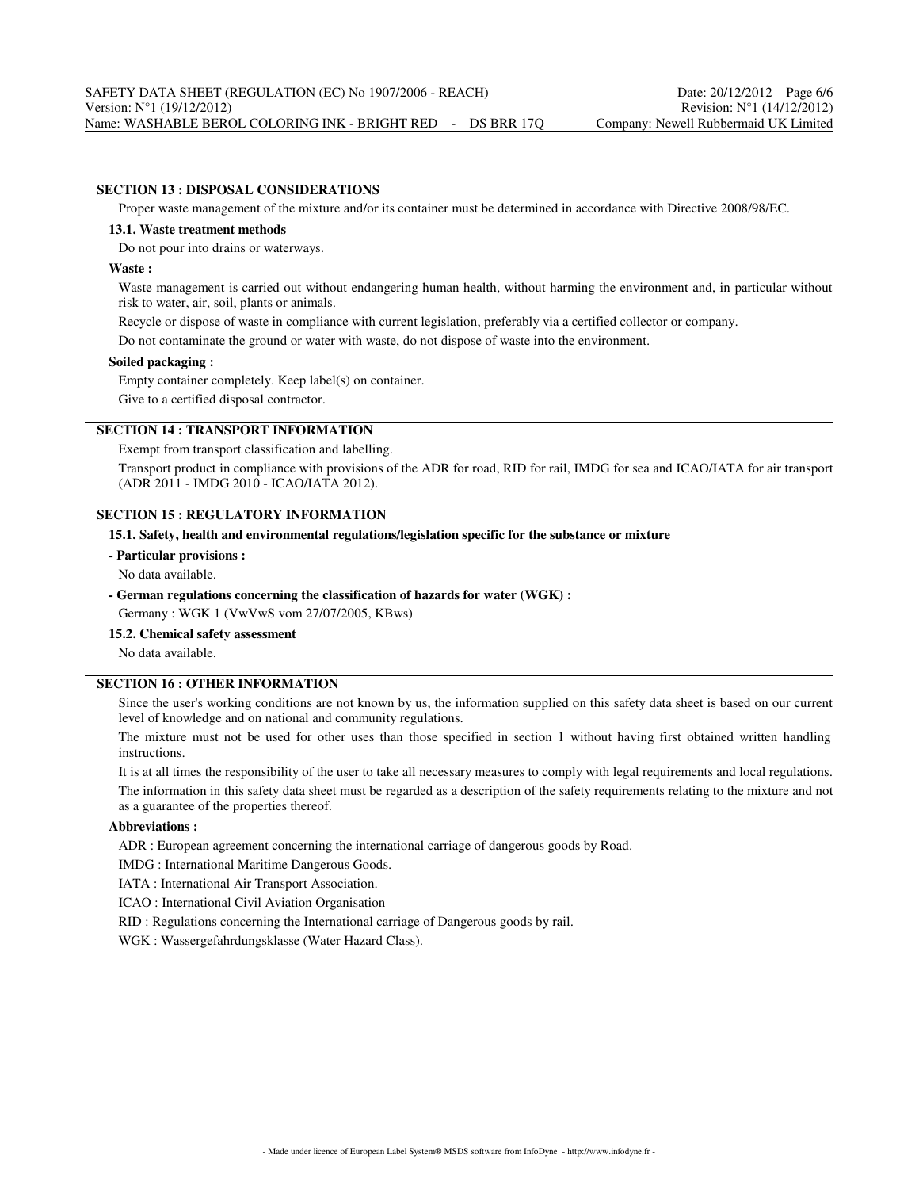## SECTION 13 : DISPOSAL CONSIDERATIONS

Proper waste management of the mixture and/or its container must be determined in accordance with Directive 2008/98/EC.

### 13.1. Waste treatment methods

Do not pour into drains or waterways.

**Waste :**

Waste management is carried out without endangering human health, without harming the environment and, in particular without risk to water, air, soil, plants or animals.

Recycle or dispose of waste in compliance with current legislation, preferably via a certified collector or company.

Do not contaminate the ground or water with waste, do not dispose of waste into the environment.

**Soiled packaging :**

Empty container completely. Keep label(s) on container.

Give to a certified disposal contractor.

## SECTION 14 : TRANSPORT INFORMATION

Exempt from transport classification and labelling.

Transport product in compliance with provisions of the ADR for road, RID for rail, IMDG for sea and ICAO/IATA for air transport (ADR 2011 - IMDG 2010 - ICAO/IATA 2012).

## SECTION 15 : REGULATORY INFORMATION

### 15.1. Safety, health and environmental regulations/legislation specific for the substance or mixture

**- Particular provisions :**

No data available.

**- German regulations concerning the classification of hazards for water (WGK) :**

Germany : WGK 1 (VwVwS vom 27/07/2005, KBws)

### 15.2. Chemical safety assessment

No data available.

## SECTION 16 : OTHER INFORMATION

Since the user's working conditions are not known by us, the information supplied on this safety data sheet is based on our current level of knowledge and on national and community regulations.

The mixture must not be used for other uses than those specified in section 1 without having first obtained written handling instructions.

It is at all times the responsibility of the user to take all necessary measures to comply with legal requirements and local regulations.

The information in this safety data sheet must be regarded as a description of the safety requirements relating to the mixture and not as a guarantee of the properties thereof.

**Abbreviations :**

ADR : European agreement concerning the international carriage of dangerous goods by Road.

IMDG : International Maritime Dangerous Goods.

IATA : International Air Transport Association.

ICAO : International Civil Aviation Organisation

RID : Regulations concerning the International carriage of Dangerous goods by rail.

WGK : Wassergefahrdungsklasse (Water Hazard Class).